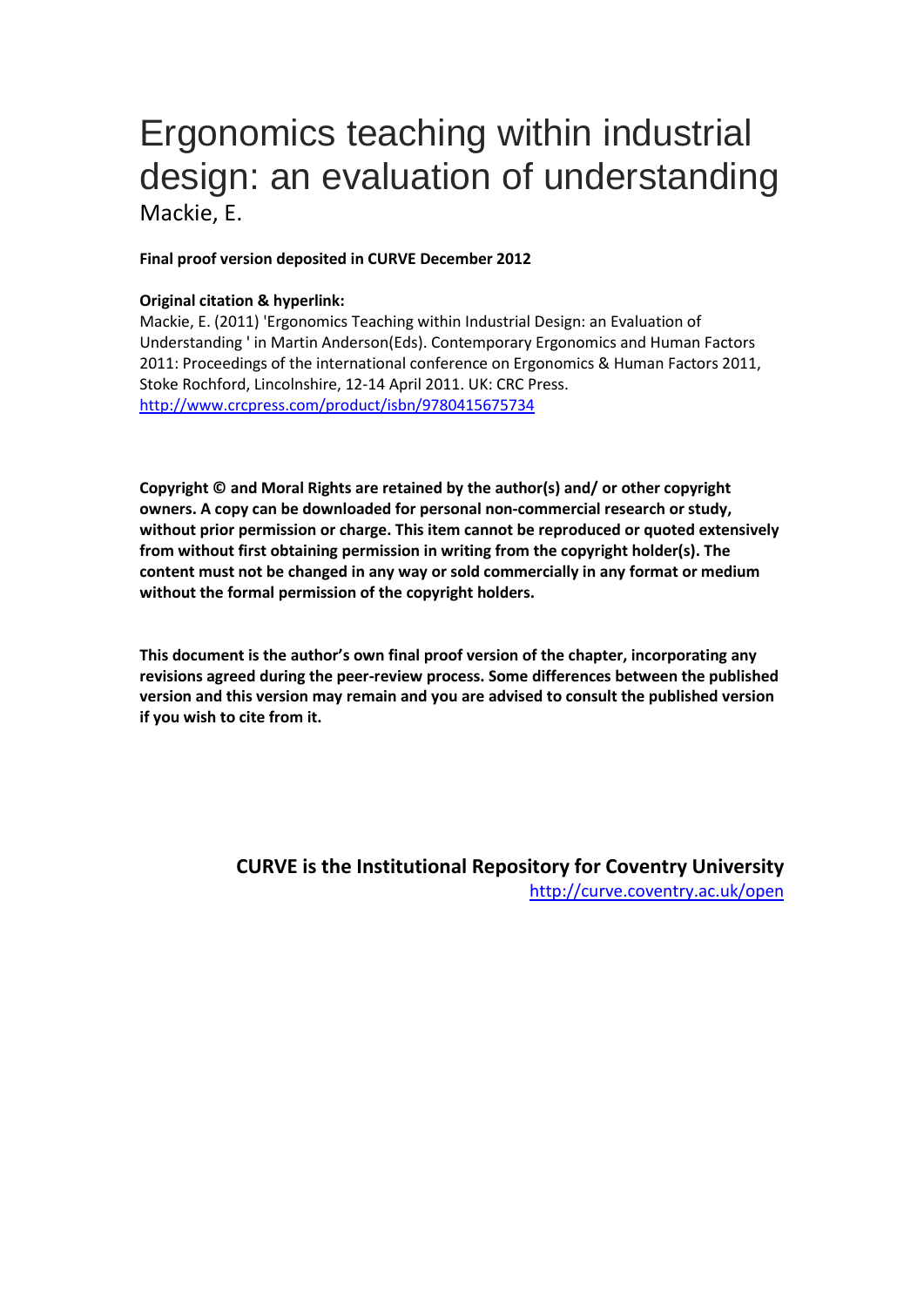# Ergonomics teaching within industrial design: an evaluation of understanding

Mackie, E.

**Final proof version deposited in CURVE December 2012**

**Original citation & hyperlink:**

Mackie, E. (2011) 'Ergonomics Teaching within Industrial Design: an Evaluation of Understanding ' in Martin Anderson(Eds). Contemporary Ergonomics and Human Factors 2011: Proceedings of the international conference on Ergonomics & Human Factors 2011, Stoke Rochford, Lincolnshire, 12-14 April 2011. UK: CRC Press.
http://www.crcpress.com/product/isbn/9780415675734

**Copyright © and Moral Rights are retained by the author(s) and/ or other copyright owners. A copy can be downloaded for personal non-commercial research or study, without prior permission or charge. This item cannot be reproduced or quoted extensively from without first obtaining permission in writing from the copyright holder(s). The content must not be changed in any way or sold commercially in any format or medium without the formal permission of the copyright holders.**

**This document is the author's own final proof version of the chapter, incorporating any revisions agreed during the peer-review process. Some differences between the published version and this version may remain and you are advised to consult the published version if you wish to cite from it.**

**CURVE is the Institutional Repository for Coventry University**
http://curve.coventry.ac.uk/open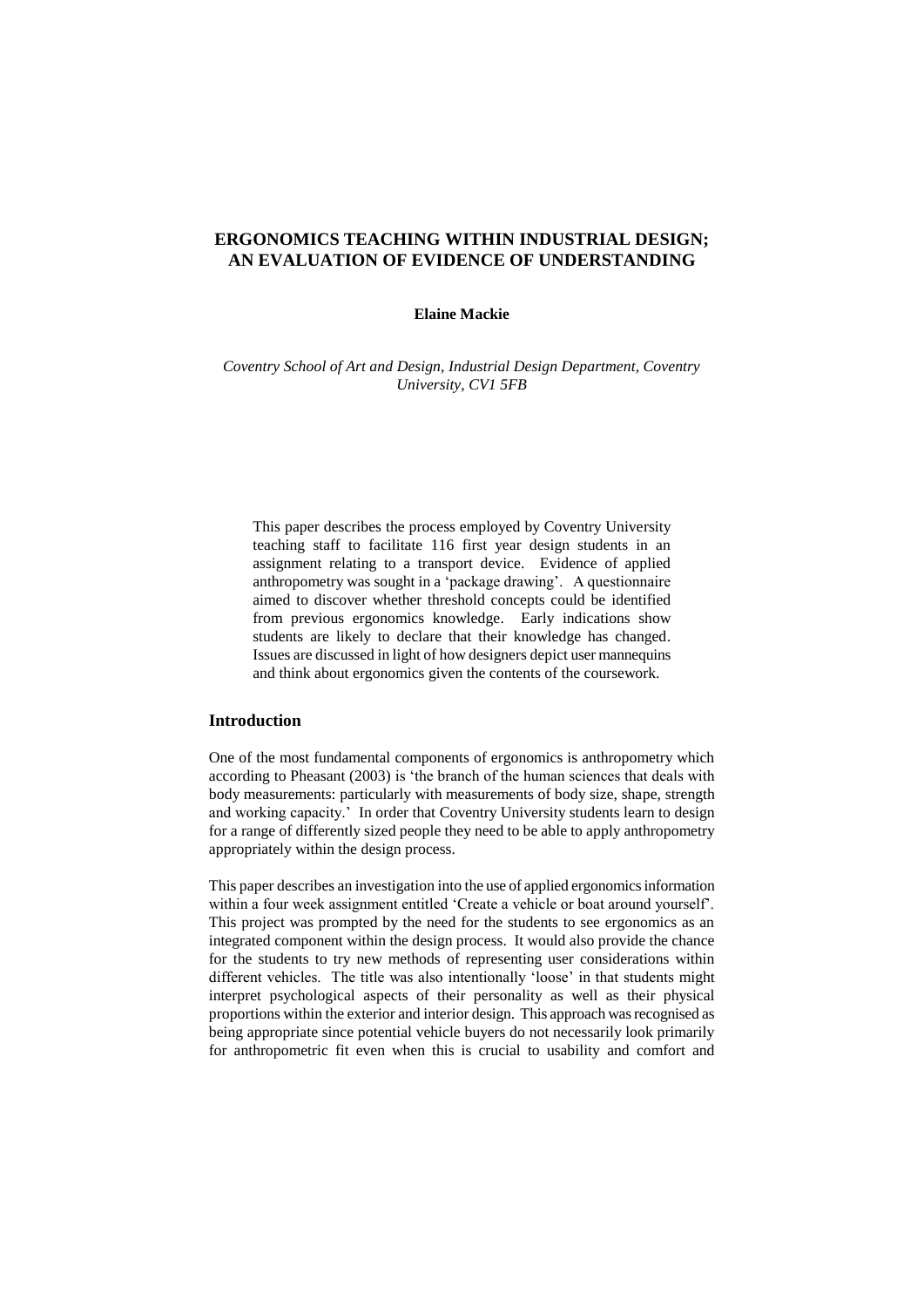# ERGONOMICS TEACHING WITHIN INDUSTRIAL DESIGN; AN EVALUATION OF EVIDENCE OF UNDERSTANDING

**Elaine Mackie**

*Coventry School of Art and Design, Industrial Design Department, Coventry University, CV1 5FB*

This paper describes the process employed by Coventry University teaching staff to facilitate 116 first year design students in an assignment relating to a transport device. Evidence of applied anthropometry was sought in a 'package drawing'. A questionnaire aimed to discover whether threshold concepts could be identified from previous ergonomics knowledge. Early indications show students are likely to declare that their knowledge has changed. Issues are discussed in light of how designers depict user mannequins and think about ergonomics given the contents of the coursework.

## Introduction

One of the most fundamental components of ergonomics is anthropometry which according to Pheasant (2003) is 'the branch of the human sciences that deals with body measurements: particularly with measurements of body size, shape, strength and working capacity.' In order that Coventry University students learn to design for a range of differently sized people they need to be able to apply anthropometry appropriately within the design process.

This paper describes an investigation into the use of applied ergonomics information within a four week assignment entitled 'Create a vehicle or boat around yourself'. This project was prompted by the need for the students to see ergonomics as an integrated component within the design process. It would also provide the chance for the students to try new methods of representing user considerations within different vehicles. The title was also intentionally 'loose' in that students might interpret psychological aspects of their personality as well as their physical proportions within the exterior and interior design. This approach was recognised as being appropriate since potential vehicle buyers do not necessarily look primarily for anthropometric fit even when this is crucial to usability and comfort and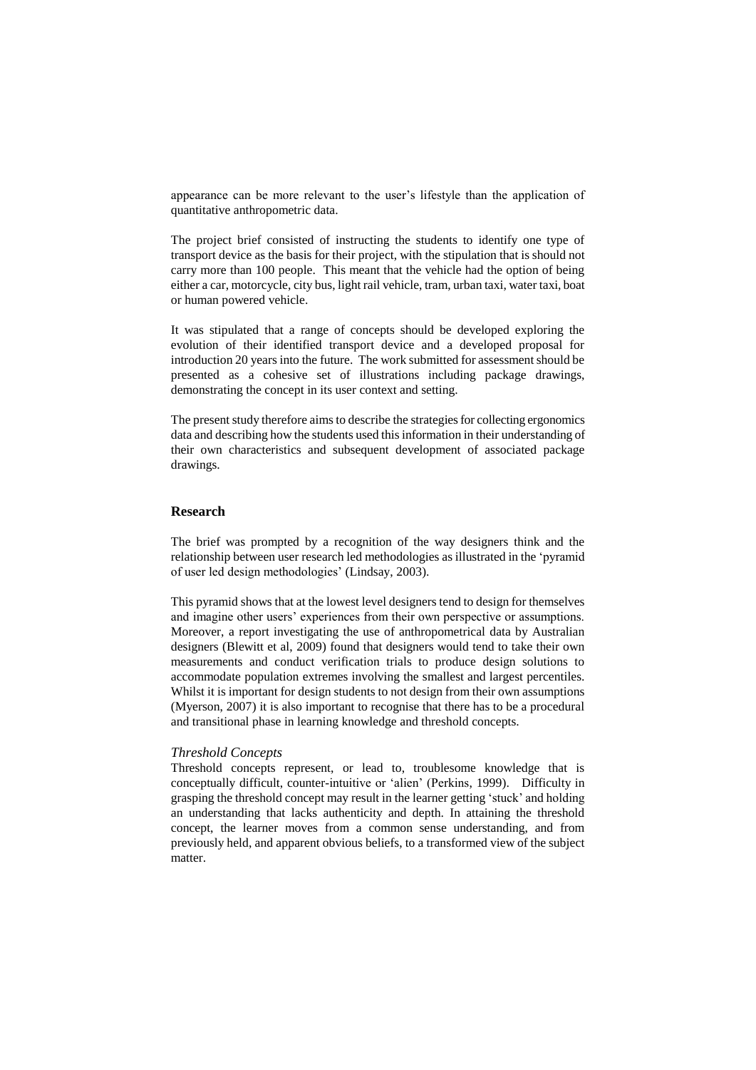appearance can be more relevant to the user's lifestyle than the application of quantitative anthropometric data.

The project brief consisted of instructing the students to identify one type of transport device as the basis for their project, with the stipulation that is should not carry more than 100 people. This meant that the vehicle had the option of being either a car, motorcycle, city bus, light rail vehicle, tram, urban taxi, water taxi, boat or human powered vehicle.

It was stipulated that a range of concepts should be developed exploring the evolution of their identified transport device and a developed proposal for introduction 20 years into the future. The work submitted for assessment should be presented as a cohesive set of illustrations including package drawings, demonstrating the concept in its user context and setting.

The present study therefore aims to describe the strategies for collecting ergonomics data and describing how the students used this information in their understanding of their own characteristics and subsequent development of associated package drawings.

## Research

The brief was prompted by a recognition of the way designers think and the relationship between user research led methodologies as illustrated in the 'pyramid of user led design methodologies' (Lindsay, 2003).

This pyramid shows that at the lowest level designers tend to design for themselves and imagine other users' experiences from their own perspective or assumptions. Moreover, a report investigating the use of anthropometrical data by Australian designers (Blewitt et al, 2009) found that designers would tend to take their own measurements and conduct verification trials to produce design solutions to accommodate population extremes involving the smallest and largest percentiles. Whilst it is important for design students to not design from their own assumptions (Myerson, 2007) it is also important to recognise that there has to be a procedural and transitional phase in learning knowledge and threshold concepts.

### *Threshold Concepts*

Threshold concepts represent, or lead to, troublesome knowledge that is conceptually difficult, counter-intuitive or 'alien' (Perkins, 1999). Difficulty in grasping the threshold concept may result in the learner getting 'stuck' and holding an understanding that lacks authenticity and depth. In attaining the threshold concept, the learner moves from a common sense understanding, and from previously held, and apparent obvious beliefs, to a transformed view of the subject matter.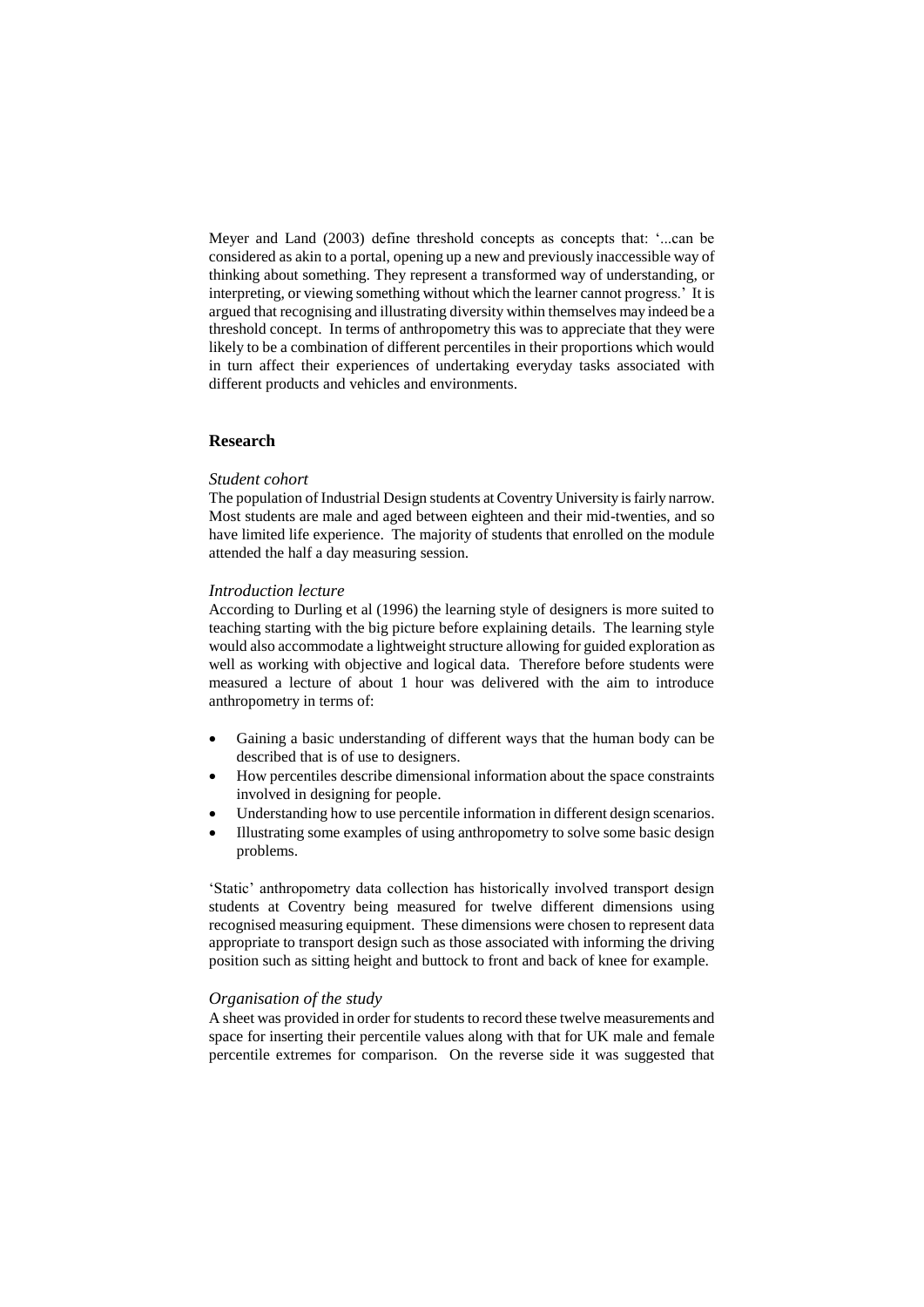Meyer and Land (2003) define threshold concepts as concepts that: '...can be considered as akin to a portal, opening up a new and previously inaccessible way of thinking about something. They represent a transformed way of understanding, or interpreting, or viewing something without which the learner cannot progress.' It is argued that recognising and illustrating diversity within themselves may indeed be a threshold concept. In terms of anthropometry this was to appreciate that they were likely to be a combination of different percentiles in their proportions which would in turn affect their experiences of undertaking everyday tasks associated with different products and vehicles and environments.

## Research

*Student cohort*

The population of Industrial Design students at Coventry University is fairly narrow. Most students are male and aged between eighteen and their mid-twenties, and so have limited life experience. The majority of students that enrolled on the module attended the half a day measuring session.

*Introduction lecture*

According to Durling et al (1996) the learning style of designers is more suited to teaching starting with the big picture before explaining details. The learning style would also accommodate a lightweight structure allowing for guided exploration as well as working with objective and logical data. Therefore before students were measured a lecture of about 1 hour was delivered with the aim to introduce anthropometry in terms of:

- Gaining a basic understanding of different ways that the human body can be described that is of use to designers.
- How percentiles describe dimensional information about the space constraints involved in designing for people.
- Understanding how to use percentile information in different design scenarios.
- Illustrating some examples of using anthropometry to solve some basic design problems.

'Static' anthropometry data collection has historically involved transport design students at Coventry being measured for twelve different dimensions using recognised measuring equipment. These dimensions were chosen to represent data appropriate to transport design such as those associated with informing the driving position such as sitting height and buttock to front and back of knee for example.

*Organisation of the study*

A sheet was provided in order for students to record these twelve measurements and space for inserting their percentile values along with that for UK male and female percentile extremes for comparison. On the reverse side it was suggested that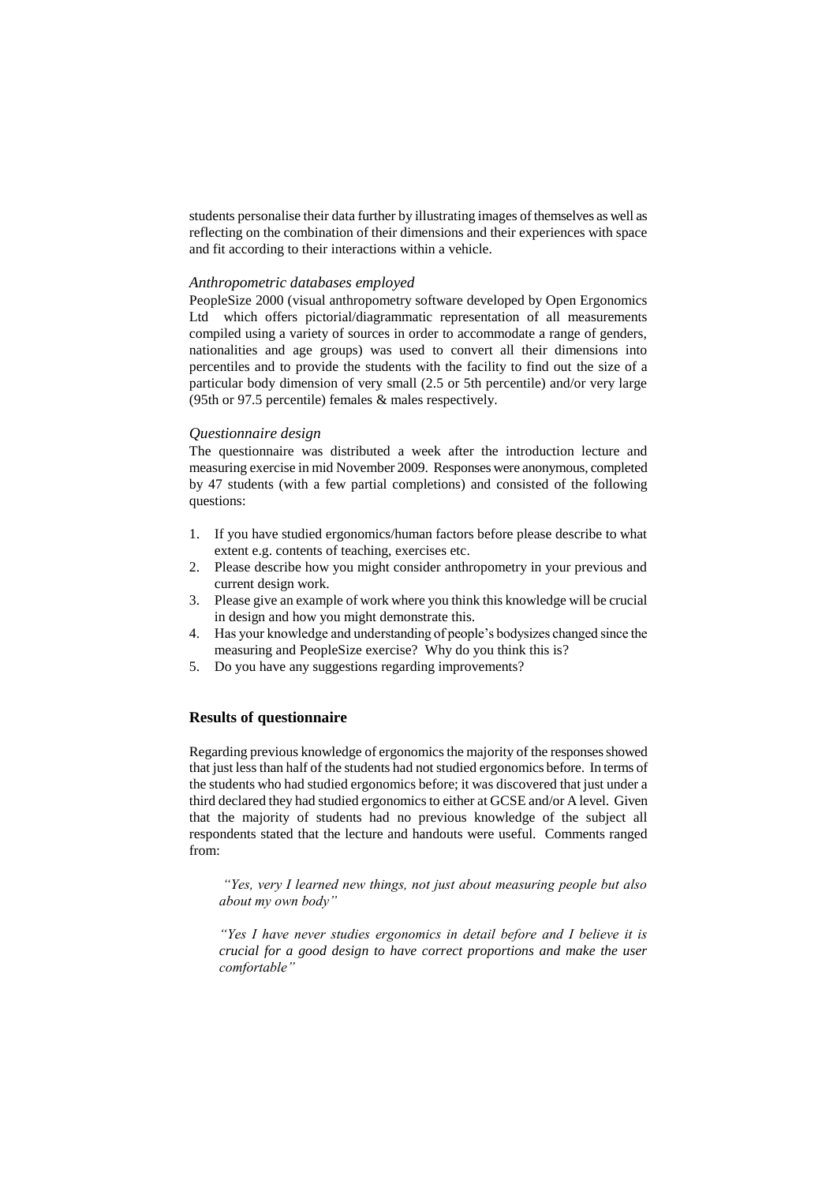students personalise their data further by illustrating images of themselves as well as reflecting on the combination of their dimensions and their experiences with space and fit according to their interactions within a vehicle.

*Anthropometric databases employed*

PeopleSize 2000 (visual anthropometry software developed by Open Ergonomics Ltd which offers pictorial/diagrammatic representation of all measurements compiled using a variety of sources in order to accommodate a range of genders, nationalities and age groups) was used to convert all their dimensions into percentiles and to provide the students with the facility to find out the size of a particular body dimension of very small (2.5 or 5th percentile) and/or very large (95th or 97.5 percentile) females & males respectively.

*Questionnaire design*

The questionnaire was distributed a week after the introduction lecture and measuring exercise in mid November 2009. Responses were anonymous, completed by 47 students (with a few partial completions) and consisted of the following questions:

1. If you have studied ergonomics/human factors before please describe to what extent e.g. contents of teaching, exercises etc.
2. Please describe how you might consider anthropometry in your previous and current design work.
3. Please give an example of work where you think this knowledge will be crucial in design and how you might demonstrate this.
4. Has your knowledge and understanding of people's bodysizes changed since the measuring and PeopleSize exercise? Why do you think this is?
5. Do you have any suggestions regarding improvements?

## Results of questionnaire

Regarding previous knowledge of ergonomics the majority of the responses showed that just less than half of the students had not studied ergonomics before. In terms of the students who had studied ergonomics before; it was discovered that just under a third declared they had studied ergonomics to either at GCSE and/or A level. Given that the majority of students had no previous knowledge of the subject all respondents stated that the lecture and handouts were useful. Comments ranged from:

> *"Yes, very I learned new things, not just about measuring people but also about my own body"*

> *"Yes I have never studies ergonomics in detail before and I believe it is crucial for a good design to have correct proportions and make the user comfortable"*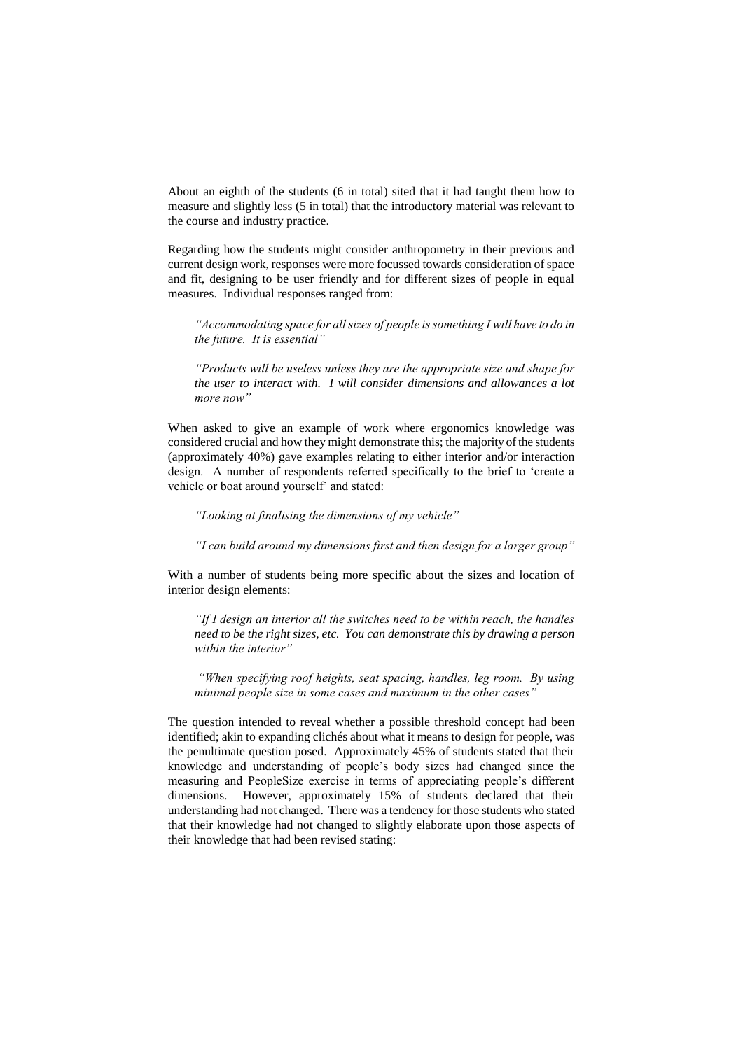About an eighth of the students (6 in total) sited that it had taught them how to measure and slightly less (5 in total) that the introductory material was relevant to the course and industry practice.

Regarding how the students might consider anthropometry in their previous and current design work, responses were more focussed towards consideration of space and fit, designing to be user friendly and for different sizes of people in equal measures. Individual responses ranged from:

> *"Accommodating space for all sizes of people is something I will have to do in the future. It is essential"*

> *"Products will be useless unless they are the appropriate size and shape for the user to interact with. I will consider dimensions and allowances a lot more now"*

When asked to give an example of work where ergonomics knowledge was considered crucial and how they might demonstrate this; the majority of the students (approximately 40%) gave examples relating to either interior and/or interaction design. A number of respondents referred specifically to the brief to 'create a vehicle or boat around yourself' and stated:

> *"Looking at finalising the dimensions of my vehicle"*

> *"I can build around my dimensions first and then design for a larger group"*

With a number of students being more specific about the sizes and location of interior design elements:

> *"If I design an interior all the switches need to be within reach, the handles need to be the right sizes, etc. You can demonstrate this by drawing a person within the interior"*

> *"When specifying roof heights, seat spacing, handles, leg room. By using minimal people size in some cases and maximum in the other cases"*

The question intended to reveal whether a possible threshold concept had been identified; akin to expanding clichés about what it means to design for people, was the penultimate question posed. Approximately 45% of students stated that their knowledge and understanding of people's body sizes had changed since the measuring and PeopleSize exercise in terms of appreciating people's different dimensions. However, approximately 15% of students declared that their understanding had not changed. There was a tendency for those students who stated that their knowledge had not changed to slightly elaborate upon those aspects of their knowledge that had been revised stating: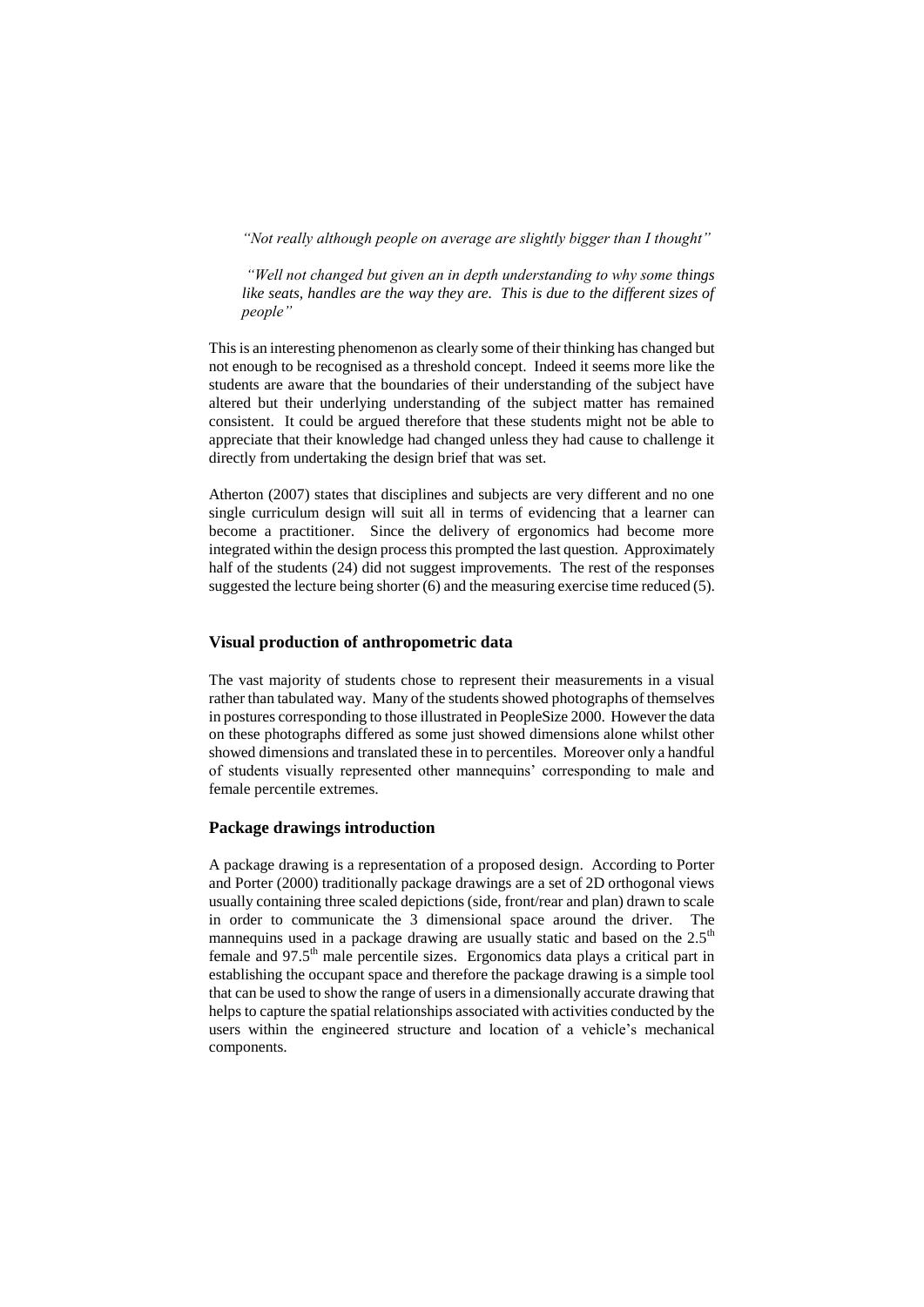*"Not really although people on average are slightly bigger than I thought"*

*"Well not changed but given an in depth understanding to why some things like seats, handles are the way they are. This is due to the different sizes of people"*

This is an interesting phenomenon as clearly some of their thinking has changed but not enough to be recognised as a threshold concept. Indeed it seems more like the students are aware that the boundaries of their understanding of the subject have altered but their underlying understanding of the subject matter has remained consistent. It could be argued therefore that these students might not be able to appreciate that their knowledge had changed unless they had cause to challenge it directly from undertaking the design brief that was set.

Atherton (2007) states that disciplines and subjects are very different and no one single curriculum design will suit all in terms of evidencing that a learner can become a practitioner. Since the delivery of ergonomics had become more integrated within the design process this prompted the last question. Approximately half of the students (24) did not suggest improvements. The rest of the responses suggested the lecture being shorter (6) and the measuring exercise time reduced (5).

### Visual production of anthropometric data

The vast majority of students chose to represent their measurements in a visual rather than tabulated way. Many of the students showed photographs of themselves in postures corresponding to those illustrated in PeopleSize 2000. However the data on these photographs differed as some just showed dimensions alone whilst other showed dimensions and translated these in to percentiles. Moreover only a handful of students visually represented other mannequins' corresponding to male and female percentile extremes.

### Package drawings introduction

A package drawing is a representation of a proposed design. According to Porter and Porter (2000) traditionally package drawings are a set of 2D orthogonal views usually containing three scaled depictions (side, front/rear and plan) drawn to scale in order to communicate the 3 dimensional space around the driver. The mannequins used in a package drawing are usually static and based on the $2.5^{th}$ female and $97.5^{th}$ male percentile sizes. Ergonomics data plays a critical part in establishing the occupant space and therefore the package drawing is a simple tool that can be used to show the range of users in a dimensionally accurate drawing that helps to capture the spatial relationships associated with activities conducted by the users within the engineered structure and location of a vehicle's mechanical components.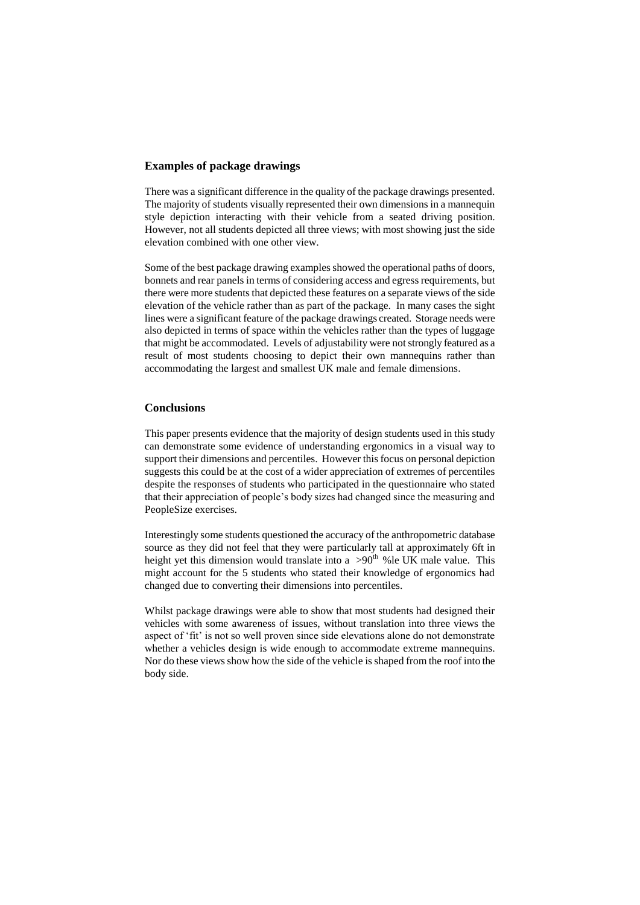## Examples of package drawings

There was a significant difference in the quality of the package drawings presented. The majority of students visually represented their own dimensions in a mannequin style depiction interacting with their vehicle from a seated driving position. However, not all students depicted all three views; with most showing just the side elevation combined with one other view.

Some of the best package drawing examples showed the operational paths of doors, bonnets and rear panels in terms of considering access and egress requirements, but there were more students that depicted these features on a separate views of the side elevation of the vehicle rather than as part of the package. In many cases the sight lines were a significant feature of the package drawings created. Storage needs were also depicted in terms of space within the vehicles rather than the types of luggage that might be accommodated. Levels of adjustability were not strongly featured as a result of most students choosing to depict their own mannequins rather than accommodating the largest and smallest UK male and female dimensions.

## Conclusions

This paper presents evidence that the majority of design students used in this study can demonstrate some evidence of understanding ergonomics in a visual way to support their dimensions and percentiles. However this focus on personal depiction suggests this could be at the cost of a wider appreciation of extremes of percentiles despite the responses of students who participated in the questionnaire who stated that their appreciation of people's body sizes had changed since the measuring and PeopleSize exercises.

Interestingly some students questioned the accuracy of the anthropometric database source as they did not feel that they were particularly tall at approximately 6ft in height yet this dimension would translate into a $>90^{th}$ %le UK male value. This might account for the 5 students who stated their knowledge of ergonomics had changed due to converting their dimensions into percentiles.

Whilst package drawings were able to show that most students had designed their vehicles with some awareness of issues, without translation into three views the aspect of 'fit' is not so well proven since side elevations alone do not demonstrate whether a vehicles design is wide enough to accommodate extreme mannequins. Nor do these views show how the side of the vehicle is shaped from the roof into the body side.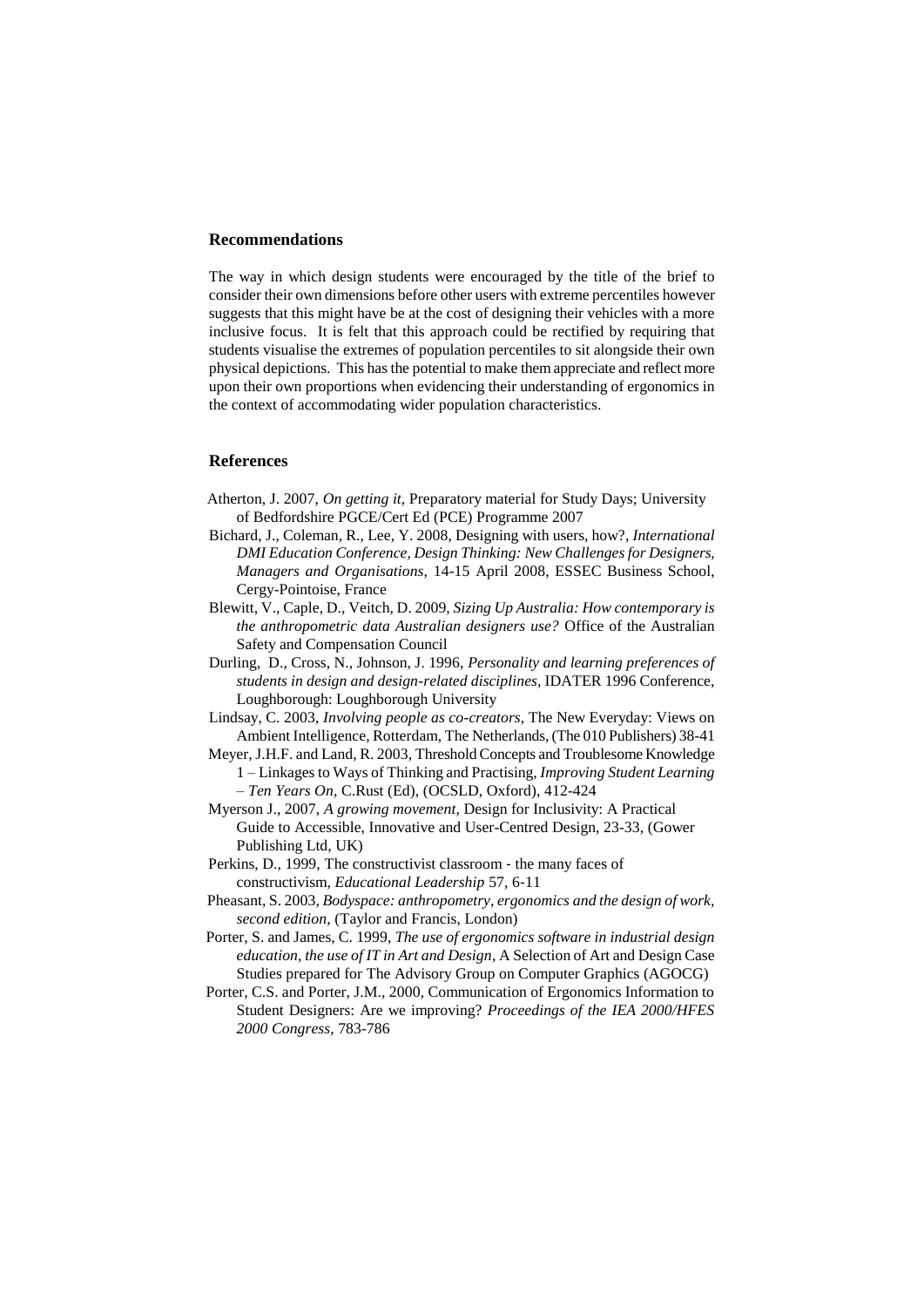## Recommendations

The way in which design students were encouraged by the title of the brief to consider their own dimensions before other users with extreme percentiles however suggests that this might have be at the cost of designing their vehicles with a more inclusive focus. It is felt that this approach could be rectified by requiring that students visualise the extremes of population percentiles to sit alongside their own physical depictions. This has the potential to make them appreciate and reflect more upon their own proportions when evidencing their understanding of ergonomics in the context of accommodating wider population characteristics.

## References

Atherton, J. 2007, *On getting it*, Preparatory material for Study Days; University of Bedfordshire PGCE/Cert Ed (PCE) Programme 2007

Bichard, J., Coleman, R., Lee, Y. 2008, Designing with users, how?, *International DMI Education Conference, Design Thinking: New Challenges for Designers, Managers and Organisations,* 14-15 April 2008, ESSEC Business School, Cergy-Pointoise, France

Blewitt, V., Caple, D., Veitch, D. 2009, *Sizing Up Australia: How contemporary is the anthropometric data Australian designers use?* Office of the Australian Safety and Compensation Council

Durling, D., Cross, N., Johnson, J. 1996, *Personality and learning preferences of students in design and design-related disciplines,* IDATER 1996 Conference, Loughborough: Loughborough University

Lindsay, C. 2003, *Involving people as co-creators*, The New Everyday: Views on Ambient Intelligence, Rotterdam, The Netherlands, (The 010 Publishers) 38-41

Meyer, J.H.F. and Land, R. 2003, Threshold Concepts and Troublesome Knowledge 1 – Linkages to Ways of Thinking and Practising, *Improving Student Learning – Ten Years On,* C.Rust (Ed), (OCSLD, Oxford), 412-424

Myerson J., 2007, *A growing movement*, Design for Inclusivity: A Practical Guide to Accessible, Innovative and User-Centred Design, 23-33, (Gower Publishing Ltd, UK)

Perkins, D., 1999, The constructivist classroom - the many faces of constructivism, *Educational Leadership* 57, 6-11

Pheasant, S. 2003, *Bodyspace: anthropometry, ergonomics and the design of work, second edition*, (Taylor and Francis, London)

Porter, S. and James, C. 1999, *The use of ergonomics software in industrial design education, the use of IT in Art and Design*, A Selection of Art and Design Case Studies prepared for The Advisory Group on Computer Graphics (AGOCG)

Porter, C.S. and Porter, J.M., 2000, Communication of Ergonomics Information to Student Designers: Are we improving? *Proceedings of the IEA 2000/HFES 2000 Congress*, 783-786